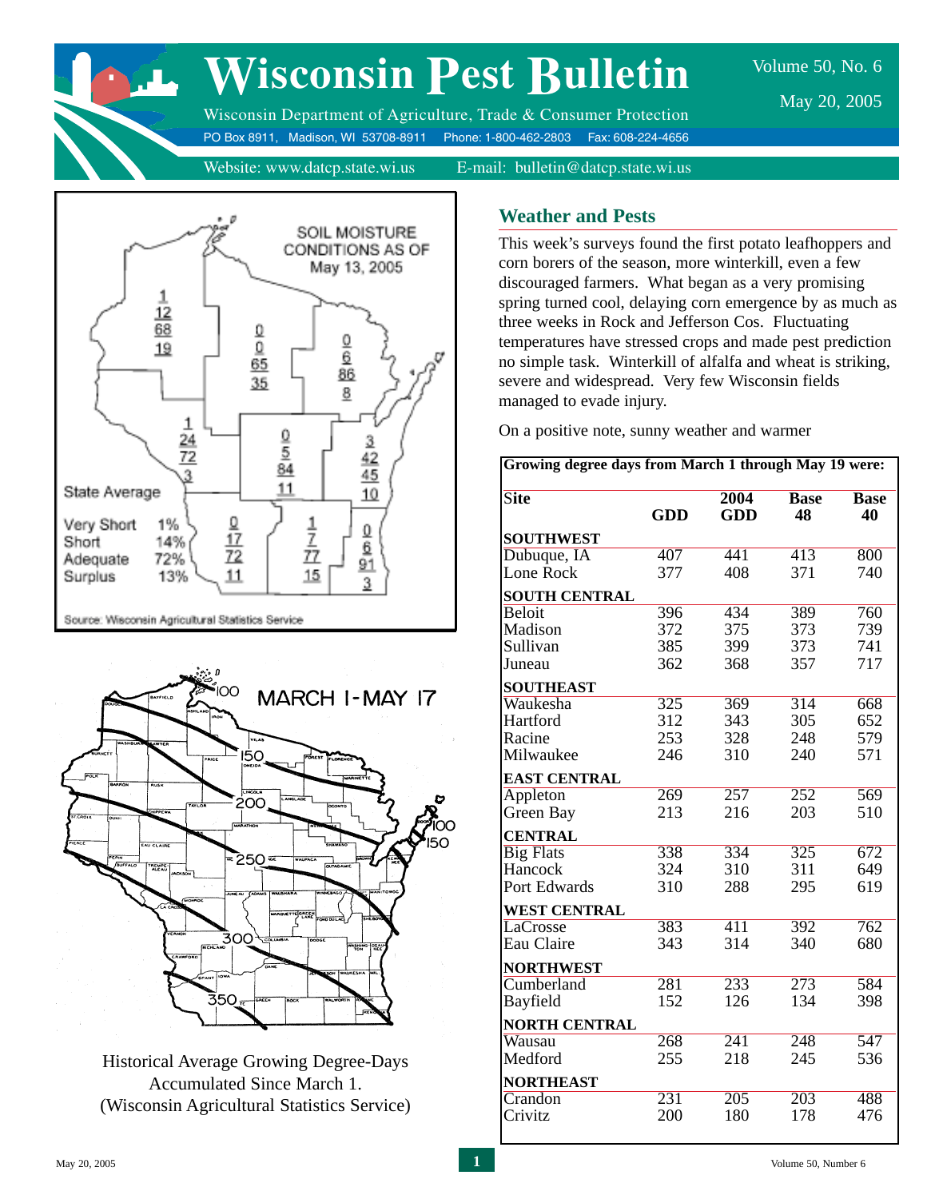# Wisconsin Pest Bulletin

Volume 50, No. 6

May 20, 2005

Wisconsin Department of Agriculture, Trade & Consumer Protection

PO Box 8911, Madison, WI 53708-8911 Phone: 1-800-462-2803 Fax: 608-224-4656

Website: www.datcp.state.wi.us E-mail: bulletin@datcp.state.wi.us

SOIL MOISTURE CONDITIONS AS OF May 13, 2005

State Average

Very Short 1%
Short 14%
Adequate 72%
Surplus 13%

Source: Wisconsin Agricultural Statistics Service

MARCH 1-MAY 17

Historical Average Growing Degree-Days Accumulated Since March 1. (Wisconsin Agricultural Statistics Service)

## Weather and Pests

This week's surveys found the first potato leafhoppers and corn borers of the season, more winterkill, even a few discouraged farmers. What began as a very promising spring turned cool, delaying corn emergence by as much as three weeks in Rock and Jefferson Cos. Fluctuating temperatures have stressed crops and made pest prediction no simple task. Winterkill of alfalfa and wheat is striking, severe and widespread. Very few Wisconsin fields managed to evade injury.

On a positive note, sunny weather and warmer

**Growing degree days from March 1 through May 19 were:**

| Site | GDD | 2004 GDD | Base 48 | Base 40 |
|---|---|---|---|---|
| **SOUTHWEST** | | | | |
| Dubuque, IA | 407 | 441 | 413 | 800 |
| Lone Rock | 377 | 408 | 371 | 740 |
| **SOUTH CENTRAL** | | | | |
| Beloit | 396 | 434 | 389 | 760 |
| Madison | 372 | 375 | 373 | 739 |
| Sullivan | 385 | 399 | 373 | 741 |
| Juneau | 362 | 368 | 357 | 717 |
| **SOUTHEAST** | | | | |
| Waukesha | 325 | 369 | 314 | 668 |
| Hartford | 312 | 343 | 305 | 652 |
| Racine | 253 | 328 | 248 | 579 |
| Milwaukee | 246 | 310 | 240 | 571 |
| **EAST CENTRAL** | | | | |
| Appleton | 269 | 257 | 252 | 569 |
| Green Bay | 213 | 216 | 203 | 510 |
| **CENTRAL** | | | | |
| Big Flats | 338 | 334 | 325 | 672 |
| Hancock | 324 | 310 | 311 | 649 |
| Port Edwards | 310 | 288 | 295 | 619 |
| **WEST CENTRAL** | | | | |
| LaCrosse | 383 | 411 | 392 | 762 |
| Eau Claire | 343 | 314 | 340 | 680 |
| **NORTHWEST** | | | | |
| Cumberland | 281 | 233 | 273 | 584 |
| Bayfield | 152 | 126 | 134 | 398 |
| **NORTH CENTRAL** | | | | |
| Wausau | 268 | 241 | 248 | 547 |
| Medford | 255 | 218 | 245 | 536 |
| **NORTHEAST** | | | | |
| Crandon | 231 | 205 | 203 | 488 |
| Crivitz | 200 | 180 | 178 | 476 |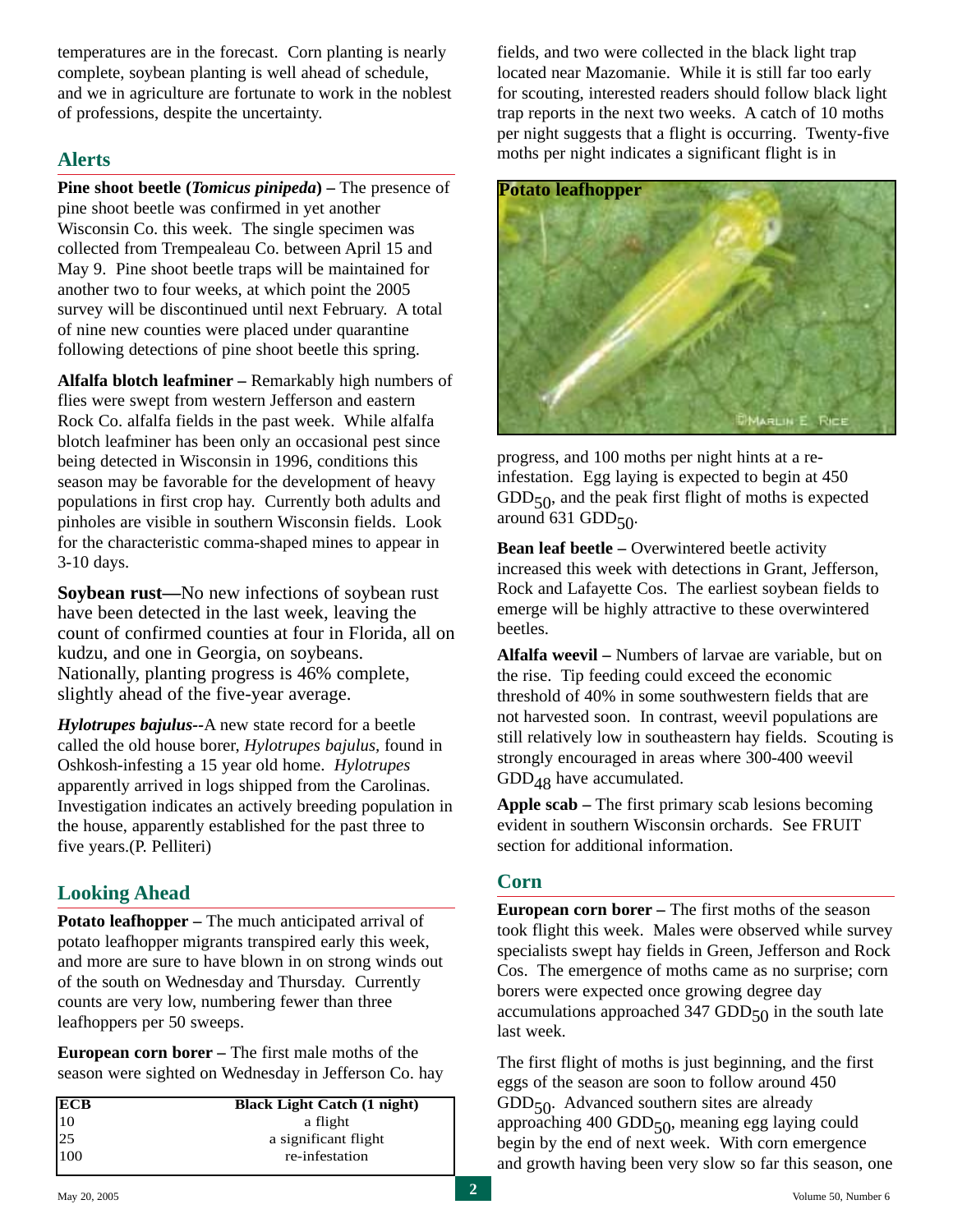temperatures are in the forecast. Corn planting is nearly complete, soybean planting is well ahead of schedule, and we in agriculture are fortunate to work in the noblest of professions, despite the uncertainty.

## Alerts

**Pine shoot beetle (*Tomicus pinipeda*) –** The presence of pine shoot beetle was confirmed in yet another Wisconsin Co. this week. The single specimen was collected from Trempealeau Co. between April 15 and May 9. Pine shoot beetle traps will be maintained for another two to four weeks, at which point the 2005 survey will be discontinued until next February. A total of nine new counties were placed under quarantine following detections of pine shoot beetle this spring.

**Alfalfa blotch leafminer –** Remarkably high numbers of flies were swept from western Jefferson and eastern Rock Co. alfalfa fields in the past week. While alfalfa blotch leafminer has been only an occasional pest since being detected in Wisconsin in 1996, conditions this season may be favorable for the development of heavy populations in first crop hay. Currently both adults and pinholes are visible in southern Wisconsin fields. Look for the characteristic comma-shaped mines to appear in 3-10 days.

**Soybean rust—**No new infections of soybean rust have been detected in the last week, leaving the count of confirmed counties at four in Florida, all on kudzu, and one in Georgia, on soybeans. Nationally, planting progress is 46% complete, slightly ahead of the five-year average.

***Hylotrupes bajulus--***A new state record for a beetle called the old house borer, *Hylotrupes bajulus*, found in Oshkosh-infesting a 15 year old home. *Hylotrupes* apparently arrived in logs shipped from the Carolinas. Investigation indicates an actively breeding population in the house, apparently established for the past three to five years.(P. Pelliteri)

## Looking Ahead

**Potato leafhopper –** The much anticipated arrival of potato leafhopper migrants transpired early this week, and more are sure to have blown in on strong winds out of the south on Wednesday and Thursday. Currently counts are very low, numbering fewer than three leafhoppers per 50 sweeps.

**European corn borer –** The first male moths of the season were sighted on Wednesday in Jefferson Co. hay fields, and two were collected in the black light trap located near Mazomanie. While it is still far too early for scouting, interested readers should follow black light trap reports in the next two weeks. A catch of 10 moths per night suggests that a flight is occurring. Twenty-five moths per night indicates a significant flight is in progress, and 100 moths per night hints at a re-infestation. Egg laying is expected to begin at 450 $GDD_{50}$, and the peak first flight of moths is expected around 631 $GDD_{50}$.

| ECB | Black Light Catch (1 night) |
|---|---|
| 10 | a flight |
| 25 | a significant flight |
| 100 | re-infestation |

**Potato leafhopper**

**Bean leaf beetle –** Overwintered beetle activity increased this week with detections in Grant, Jefferson, Rock and Lafayette Cos. The earliest soybean fields to emerge will be highly attractive to these overwintered beetles.

**Alfalfa weevil –** Numbers of larvae are variable, but on the rise. Tip feeding could exceed the economic threshold of 40% in some southwestern fields that are not harvested soon. In contrast, weevil populations are still relatively low in southeastern hay fields. Scouting is strongly encouraged in areas where 300-400 weevil $GDD_{48}$ have accumulated.

**Apple scab –** The first primary scab lesions becoming evident in southern Wisconsin orchards. See FRUIT section for additional information.

## Corn

**European corn borer –** The first moths of the season took flight this week. Males were observed while survey specialists swept hay fields in Green, Jefferson and Rock Cos. The emergence of moths came as no surprise; corn borers were expected once growing degree day accumulations approached 347 $GDD_{50}$ in the south late last week.

The first flight of moths is just beginning, and the first eggs of the season are soon to follow around 450 $GDD_{50}$. Advanced southern sites are already approaching 400 $GDD_{50}$, meaning egg laying could begin by the end of next week. With corn emergence and growth having been very slow so far this season, one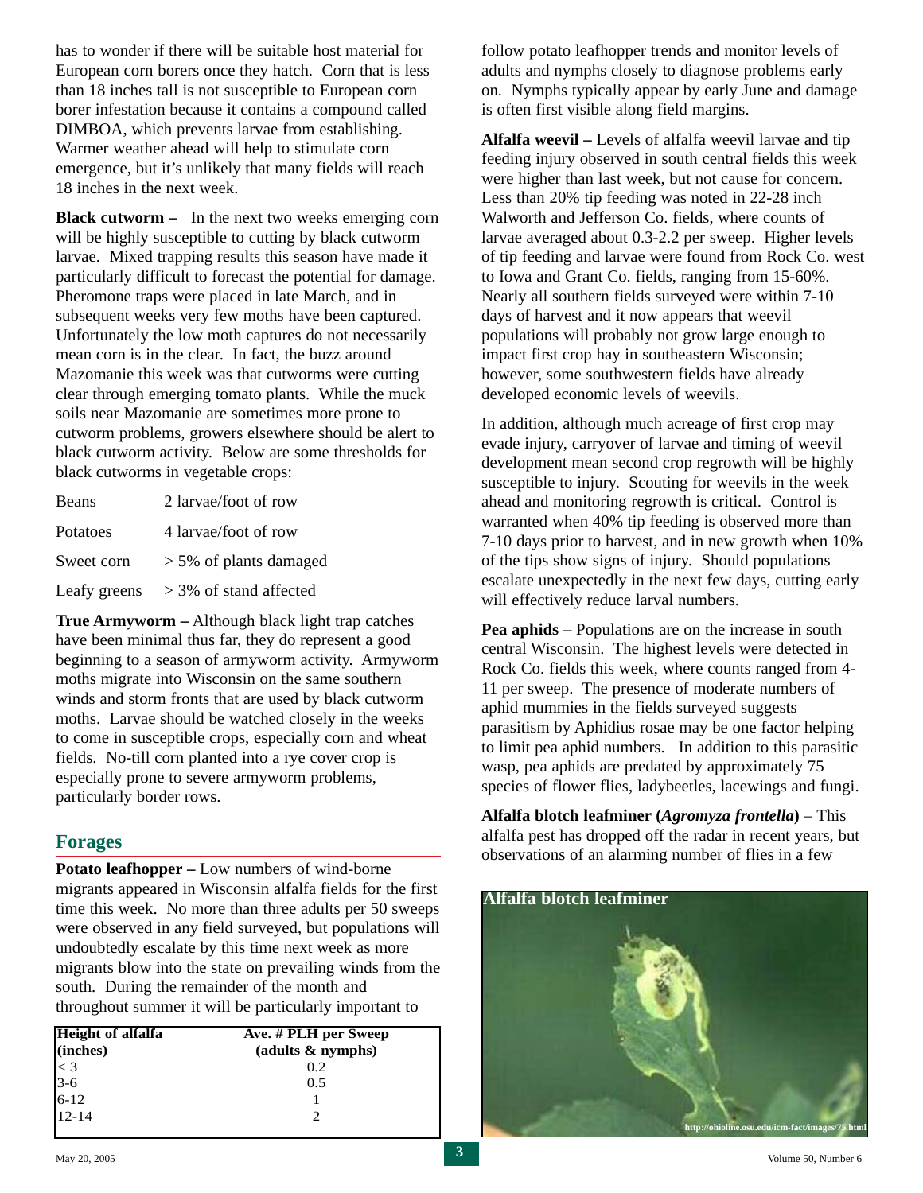has to wonder if there will be suitable host material for European corn borers once they hatch. Corn that is less than 18 inches tall is not susceptible to European corn borer infestation because it contains a compound called DIMBOA, which prevents larvae from establishing. Warmer weather ahead will help to stimulate corn emergence, but it's unlikely that many fields will reach 18 inches in the next week.

**Black cutworm –** In the next two weeks emerging corn will be highly susceptible to cutting by black cutworm larvae. Mixed trapping results this season have made it particularly difficult to forecast the potential for damage. Pheromone traps were placed in late March, and in subsequent weeks very few moths have been captured. Unfortunately the low moth captures do not necessarily mean corn is in the clear. In fact, the buzz around Mazomanie this week was that cutworms were cutting clear through emerging tomato plants. While the muck soils near Mazomanie are sometimes more prone to cutworm problems, growers elsewhere should be alert to black cutworm activity. Below are some thresholds for black cutworms in vegetable crops:

| | |
|---|---|
| Beans | 2 larvae/foot of row |
| Potatoes | 4 larvae/foot of row |
| Sweet corn | > 5% of plants damaged |
| Leafy greens | > 3% of stand affected |

**True Armyworm –** Although black light trap catches have been minimal thus far, they do represent a good beginning to a season of armyworm activity. Armyworm moths migrate into Wisconsin on the same southern winds and storm fronts that are used by black cutworm moths. Larvae should be watched closely in the weeks to come in susceptible crops, especially corn and wheat fields. No-till corn planted into a rye cover crop is especially prone to severe armyworm problems, particularly border rows.

## Forages

**Potato leafhopper –** Low numbers of wind-borne migrants appeared in Wisconsin alfalfa fields for the first time this week. No more than three adults per 50 sweeps were observed in any field surveyed, but populations will undoubtedly escalate by this time next week as more migrants blow into the state on prevailing winds from the south. During the remainder of the month and throughout summer it will be particularly important to follow potato leafhopper trends and monitor levels of adults and nymphs closely to diagnose problems early on. Nymphs typically appear by early June and damage is often first visible along field margins.

| Height of alfalfa (inches) | Ave. # PLH per Sweep (adults & nymphs) |
|---|---|
| < 3 | 0.2 |
| 3-6 | 0.5 |
| 6-12 | 1 |
| 12-14 | 2 |

**Alfalfa weevil –** Levels of alfalfa weevil larvae and tip feeding injury observed in south central fields this week were higher than last week, but not cause for concern. Less than 20% tip feeding was noted in 22-28 inch Walworth and Jefferson Co. fields, where counts of larvae averaged about 0.3-2.2 per sweep. Higher levels of tip feeding and larvae were found from Rock Co. west to Iowa and Grant Co. fields, ranging from 15-60%. Nearly all southern fields surveyed were within 7-10 days of harvest and it now appears that weevil populations will probably not grow large enough to impact first crop hay in southeastern Wisconsin; however, some southwestern fields have already developed economic levels of weevils.

In addition, although much acreage of first crop may evade injury, carryover of larvae and timing of weevil development mean second crop regrowth will be highly susceptible to injury. Scouting for weevils in the week ahead and monitoring regrowth is critical. Control is warranted when 40% tip feeding is observed more than 7-10 days prior to harvest, and in new growth when 10% of the tips show signs of injury. Should populations escalate unexpectedly in the next few days, cutting early will effectively reduce larval numbers.

**Pea aphids –** Populations are on the increase in south central Wisconsin. The highest levels were detected in Rock Co. fields this week, where counts ranged from 4-11 per sweep. The presence of moderate numbers of aphid mummies in the fields surveyed suggests parasitism by Aphidius rosae may be one factor helping to limit pea aphid numbers. In addition to this parasitic wasp, pea aphids are predated by approximately 75 species of flower flies, ladybeetles, lacewings and fungi.

**Alfalfa blotch leafminer (*Agromyza frontella*)** – This alfalfa pest has dropped off the radar in recent years, but observations of an alarming number of flies in a few

Alfalfa blotch leafminer

http://ohioline.osu.edu/icm-fact/images/75.html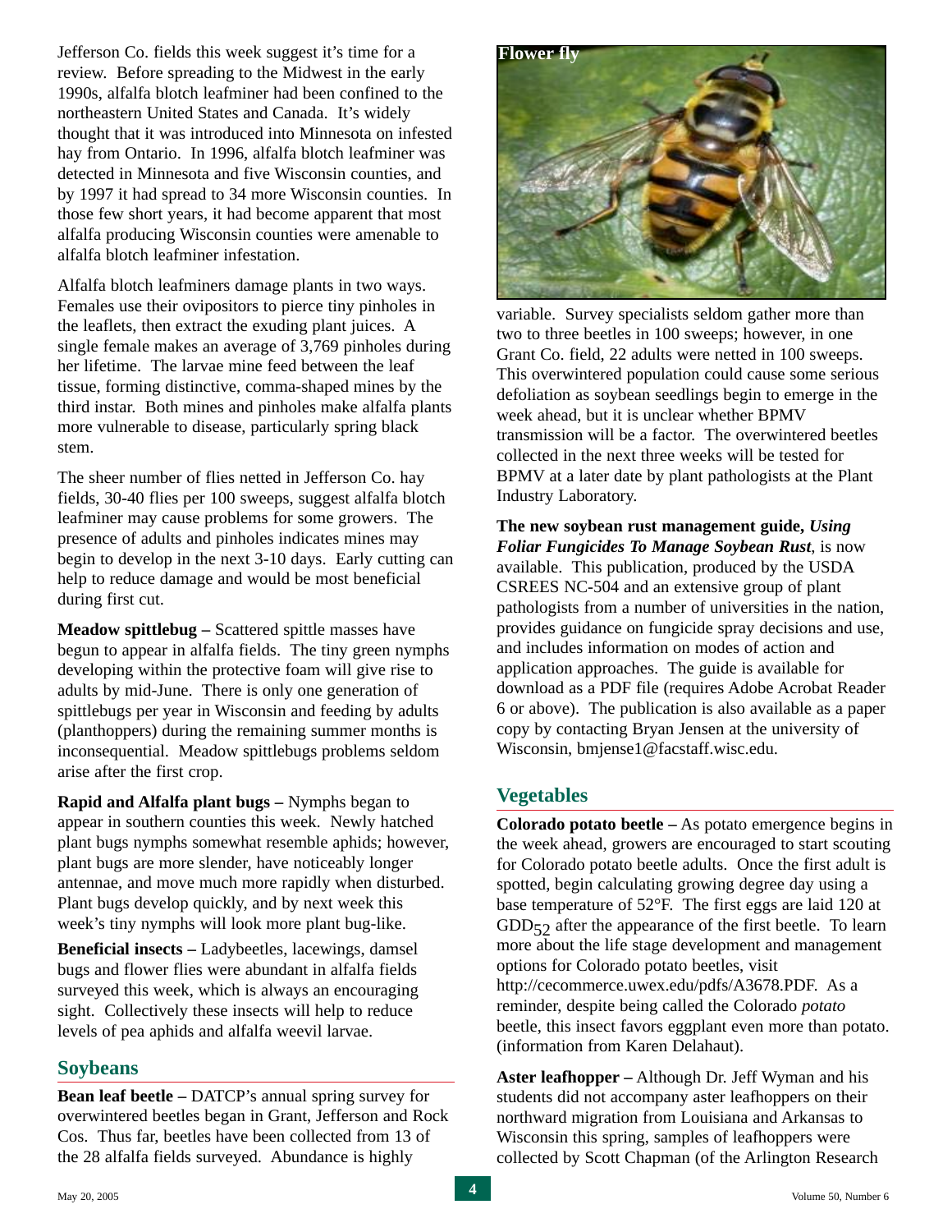Jefferson Co. fields this week suggest it's time for a review. Before spreading to the Midwest in the early 1990s, alfalfa blotch leafminer had been confined to the northeastern United States and Canada. It's widely thought that it was introduced into Minnesota on infested hay from Ontario. In 1996, alfalfa blotch leafminer was detected in Minnesota and five Wisconsin counties, and by 1997 it had spread to 34 more Wisconsin counties. In those few short years, it had become apparent that most alfalfa producing Wisconsin counties were amenable to alfalfa blotch leafminer infestation.

Alfalfa blotch leafminers damage plants in two ways. Females use their ovipositors to pierce tiny pinholes in the leaflets, then extract the exuding plant juices. A single female makes an average of 3,769 pinholes during her lifetime. The larvae mine feed between the leaf tissue, forming distinctive, comma-shaped mines by the third instar. Both mines and pinholes make alfalfa plants more vulnerable to disease, particularly spring black stem.

The sheer number of flies netted in Jefferson Co. hay fields, 30-40 flies per 100 sweeps, suggest alfalfa blotch leafminer may cause problems for some growers. The presence of adults and pinholes indicates mines may begin to develop in the next 3-10 days. Early cutting can help to reduce damage and would be most beneficial during first cut.

**Meadow spittlebug –** Scattered spittle masses have begun to appear in alfalfa fields. The tiny green nymphs developing within the protective foam will give rise to adults by mid-June. There is only one generation of spittlebugs per year in Wisconsin and feeding by adults (planthoppers) during the remaining summer months is inconsequential. Meadow spittlebugs problems seldom arise after the first crop.

**Rapid and Alfalfa plant bugs –** Nymphs began to appear in southern counties this week. Newly hatched plant bugs nymphs somewhat resemble aphids; however, plant bugs are more slender, have noticeably longer antennae, and move much more rapidly when disturbed. Plant bugs develop quickly, and by next week this week's tiny nymphs will look more plant bug-like.

**Beneficial insects –** Ladybeetles, lacewings, damsel bugs and flower flies were abundant in alfalfa fields surveyed this week, which is always an encouraging sight. Collectively these insects will help to reduce levels of pea aphids and alfalfa weevil larvae.

## Soybeans

**Bean leaf beetle –** DATCP's annual spring survey for overwintered beetles began in Grant, Jefferson and Rock Cos. Thus far, beetles have been collected from 13 of the 28 alfalfa fields surveyed. Abundance is highly variable. Survey specialists seldom gather more than two to three beetles in 100 sweeps; however, in one Grant Co. field, 22 adults were netted in 100 sweeps. This overwintered population could cause some serious defoliation as soybean seedlings begin to emerge in the week ahead, but it is unclear whether BPMV transmission will be a factor. The overwintered beetles collected in the next three weeks will be tested for BPMV at a later date by plant pathologists at the Plant Industry Laboratory.

Flower fly

**The new soybean rust management guide, *Using Foliar Fungicides To Manage Soybean Rust*,** is now available. This publication, produced by the USDA CSREES NC-504 and an extensive group of plant pathologists from a number of universities in the nation, provides guidance on fungicide spray decisions and use, and includes information on modes of action and application approaches. The guide is available for download as a PDF file (requires Adobe Acrobat Reader 6 or above). The publication is also available as a paper copy by contacting Bryan Jensen at the university of Wisconsin, bmjense1@facstaff.wisc.edu.

## Vegetables

**Colorado potato beetle –** As potato emergence begins in the week ahead, growers are encouraged to start scouting for Colorado potato beetle adults. Once the first adult is spotted, begin calculating growing degree day using a base temperature of 52°F. The first eggs are laid 120 at $GDD_{52}$ after the appearance of the first beetle. To learn more about the life stage development and management options for Colorado potato beetles, visit http://cecommerce.uwex.edu/pdfs/A3678.PDF. As a reminder, despite being called the Colorado *potato* beetle, this insect favors eggplant even more than potato. (information from Karen Delahaut).

**Aster leafhopper –** Although Dr. Jeff Wyman and his students did not accompany aster leafhoppers on their northward migration from Louisiana and Arkansas to Wisconsin this spring, samples of leafhoppers were collected by Scott Chapman (of the Arlington Research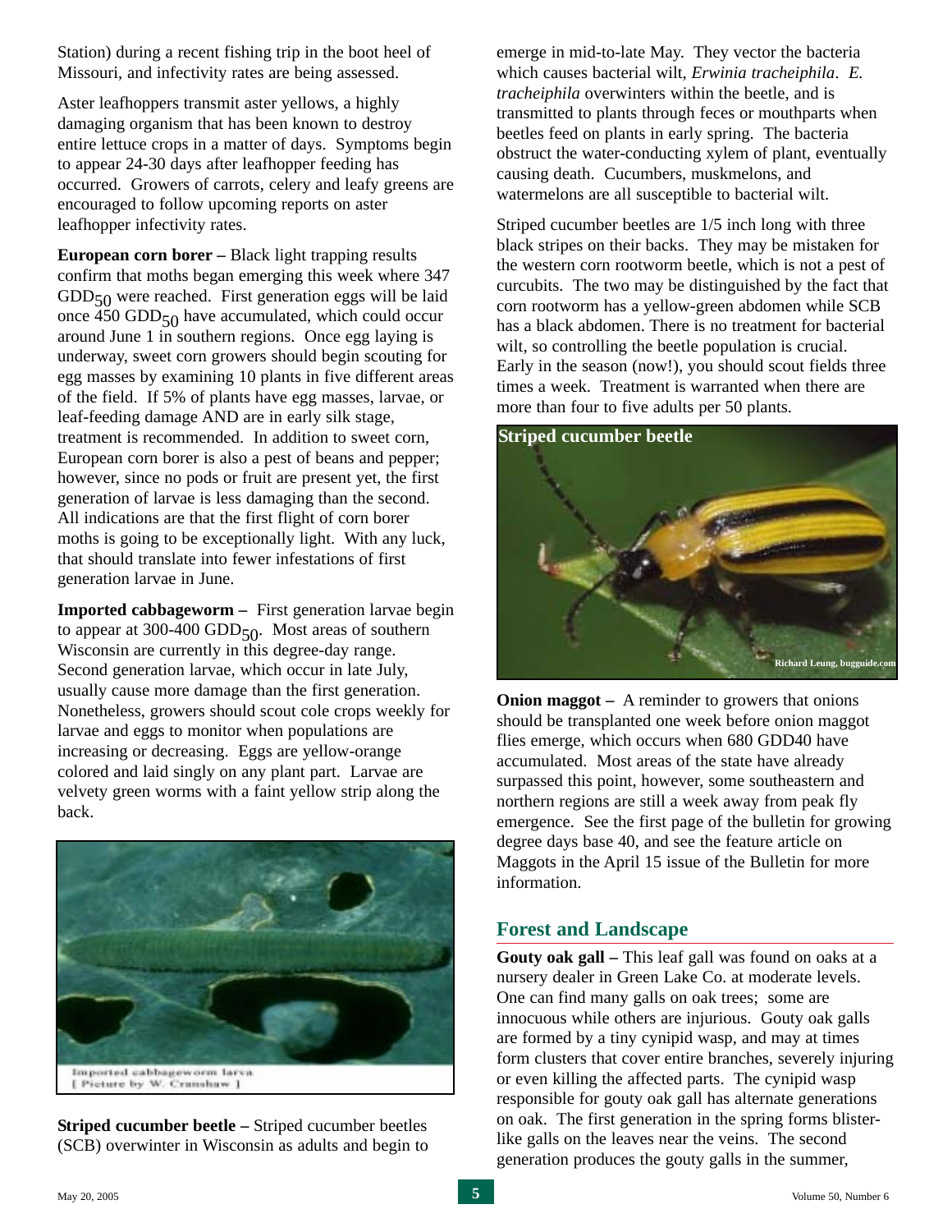Station) during a recent fishing trip in the boot heel of Missouri, and infectivity rates are being assessed.

Aster leafhoppers transmit aster yellows, a highly damaging organism that has been known to destroy entire lettuce crops in a matter of days. Symptoms begin to appear 24-30 days after leafhopper feeding has occurred. Growers of carrots, celery and leafy greens are encouraged to follow upcoming reports on aster leafhopper infectivity rates.

**European corn borer –** Black light trapping results confirm that moths began emerging this week where 347 $GDD_{50}$ were reached. First generation eggs will be laid once 450 $GDD_{50}$ have accumulated, which could occur around June 1 in southern regions. Once egg laying is underway, sweet corn growers should begin scouting for egg masses by examining 10 plants in five different areas of the field. If 5% of plants have egg masses, larvae, or leaf-feeding damage AND are in early silk stage, treatment is recommended. In addition to sweet corn, European corn borer is also a pest of beans and pepper; however, since no pods or fruit are present yet, the first generation of larvae is less damaging than the second. All indications are that the first flight of corn borer moths is going to be exceptionally light. With any luck, that should translate into fewer infestations of first generation larvae in June.

**Imported cabbageworm –** First generation larvae begin to appear at 300-400 $GDD_{50}$. Most areas of southern Wisconsin are currently in this degree-day range. Second generation larvae, which occur in late July, usually cause more damage than the first generation. Nonetheless, growers should scout cole crops weekly for larvae and eggs to monitor when populations are increasing or decreasing. Eggs are yellow-orange colored and laid singly on any plant part. Larvae are velvety green worms with a faint yellow strip along the back.

Imported cabbageworm larva [ Picture by W. Cranshaw ]

**Striped cucumber beetle –** Striped cucumber beetles (SCB) overwinter in Wisconsin as adults and begin to emerge in mid-to-late May. They vector the bacteria which causes bacterial wilt, *Erwinia tracheiphila*. *E. tracheiphila* overwinters within the beetle, and is transmitted to plants through feces or mouthparts when beetles feed on plants in early spring. The bacteria obstruct the water-conducting xylem of plant, eventually causing death. Cucumbers, muskmelons, and watermelons are all susceptible to bacterial wilt.

Striped cucumber beetles are 1/5 inch long with three black stripes on their backs. They may be mistaken for the western corn rootworm beetle, which is not a pest of curcubits. The two may be distinguished by the fact that corn rootworm has a yellow-green abdomen while SCB has a black abdomen. There is no treatment for bacterial wilt, so controlling the beetle population is crucial. Early in the season (now!), you should scout fields three times a week. Treatment is warranted when there are more than four to five adults per 50 plants.

**Striped cucumber beetle**

Richard Leung, bugguide.com

**Onion maggot –** A reminder to growers that onions should be transplanted one week before onion maggot flies emerge, which occurs when 680 GDD40 have accumulated. Most areas of the state have already surpassed this point, however, some southeastern and northern regions are still a week away from peak fly emergence. See the first page of the bulletin for growing degree days base 40, and see the feature article on Maggots in the April 15 issue of the Bulletin for more information.

## Forest and Landscape

**Gouty oak gall –** This leaf gall was found on oaks at a nursery dealer in Green Lake Co. at moderate levels. One can find many galls on oak trees; some are innocuous while others are injurious. Gouty oak galls are formed by a tiny cynipid wasp, and may at times form clusters that cover entire branches, severely injuring or even killing the affected parts. The cynipid wasp responsible for gouty oak gall has alternate generations on oak. The first generation in the spring forms blister-like galls on the leaves near the veins. The second generation produces the gouty galls in the summer,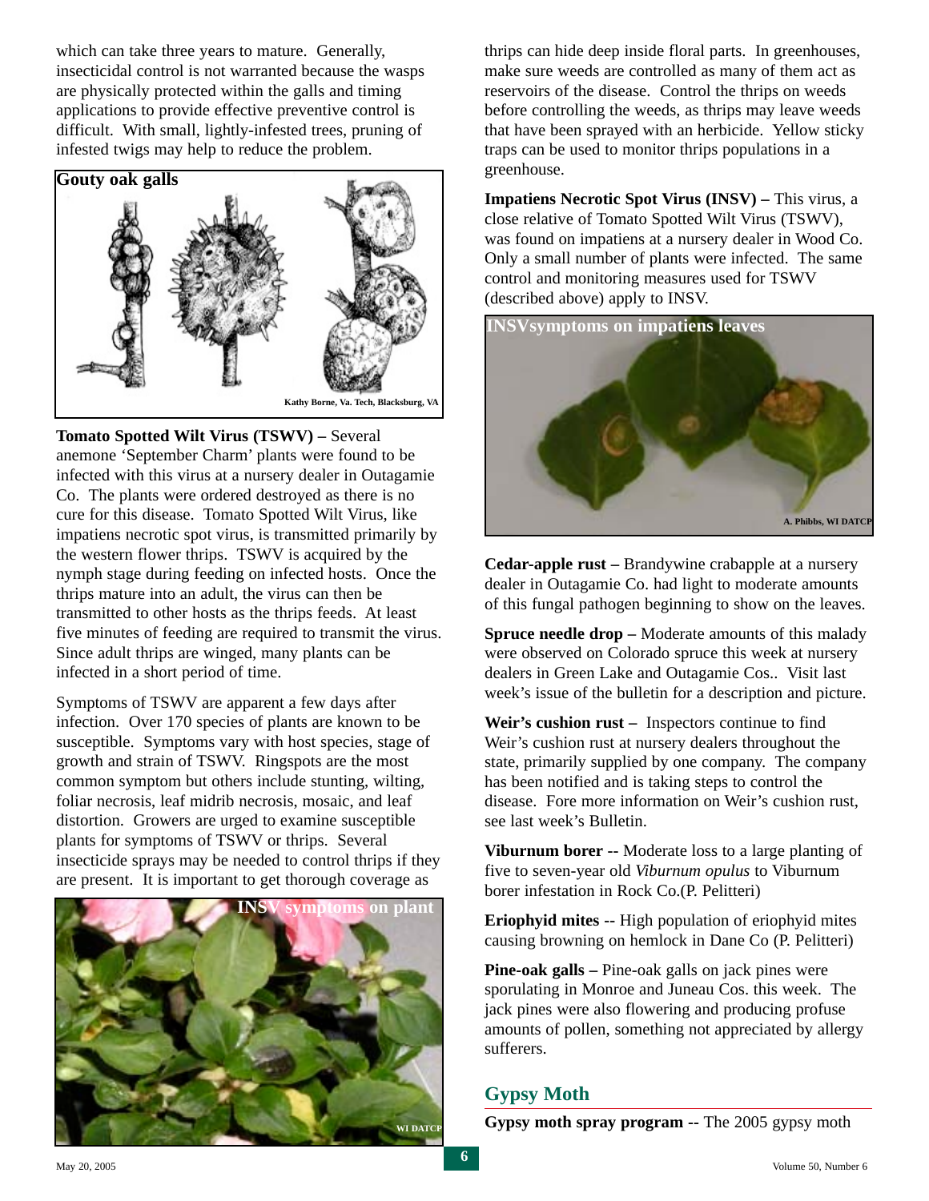which can take three years to mature. Generally, insecticidal control is not warranted because the wasps are physically protected within the galls and timing applications to provide effective preventive control is difficult. With small, lightly-infested trees, pruning of infested twigs may help to reduce the problem.

**Gouty oak galls**

Kathy Borne, Va. Tech, Blacksburg, VA

**Tomato Spotted Wilt Virus (TSWV) –** Several anemone 'September Charm' plants were found to be infected with this virus at a nursery dealer in Outagamie Co. The plants were ordered destroyed as there is no cure for this disease. Tomato Spotted Wilt Virus, like impatiens necrotic spot virus, is transmitted primarily by the western flower thrips. TSWV is acquired by the nymph stage during feeding on infected hosts. Once the thrips mature into an adult, the virus can then be transmitted to other hosts as the thrips feeds. At least five minutes of feeding are required to transmit the virus. Since adult thrips are winged, many plants can be infected in a short period of time.

Symptoms of TSWV are apparent a few days after infection. Over 170 species of plants are known to be susceptible. Symptoms vary with host species, stage of growth and strain of TSWV. Ringspots are the most common symptom but others include stunting, wilting, foliar necrosis, leaf midrib necrosis, mosaic, and leaf distortion. Growers are urged to examine susceptible plants for symptoms of TSWV or thrips. Several insecticide sprays may be needed to control thrips if they are present. It is important to get thorough coverage as thrips can hide deep inside floral parts. In greenhouses, make sure weeds are controlled as many of them act as reservoirs of the disease. Control the thrips on weeds before controlling the weeds, as thrips may leave weeds that have been sprayed with an herbicide. Yellow sticky traps can be used to monitor thrips populations in a greenhouse.

**INSV symptoms on plant**

WI DATCP

**Impatiens Necrotic Spot Virus (INSV) –** This virus, a close relative of Tomato Spotted Wilt Virus (TSWV), was found on impatiens at a nursery dealer in Wood Co. Only a small number of plants were infected. The same control and monitoring measures used for TSWV (described above) apply to INSV.

**INSVsymptoms on impatiens leaves**

A. Phibbs, WI DATCP

**Cedar-apple rust –** Brandywine crabapple at a nursery dealer in Outagamie Co. had light to moderate amounts of this fungal pathogen beginning to show on the leaves.

**Spruce needle drop –** Moderate amounts of this malady were observed on Colorado spruce this week at nursery dealers in Green Lake and Outagamie Cos.. Visit last week's issue of the bulletin for a description and picture.

**Weir's cushion rust –** Inspectors continue to find Weir's cushion rust at nursery dealers throughout the state, primarily supplied by one company. The company has been notified and is taking steps to control the disease. Fore more information on Weir's cushion rust, see last week's Bulletin.

**Viburnum borer --** Moderate loss to a large planting of five to seven-year old *Viburnum opulus* to Viburnum borer infestation in Rock Co.(P. Pelitteri)

**Eriophyid mites --** High population of eriophyid mites causing browning on hemlock in Dane Co (P. Pelitteri)

**Pine-oak galls –** Pine-oak galls on jack pines were sporulating in Monroe and Juneau Cos. this week. The jack pines were also flowering and producing profuse amounts of pollen, something not appreciated by allergy sufferers.

## Gypsy Moth

**Gypsy moth spray program --** The 2005 gypsy moth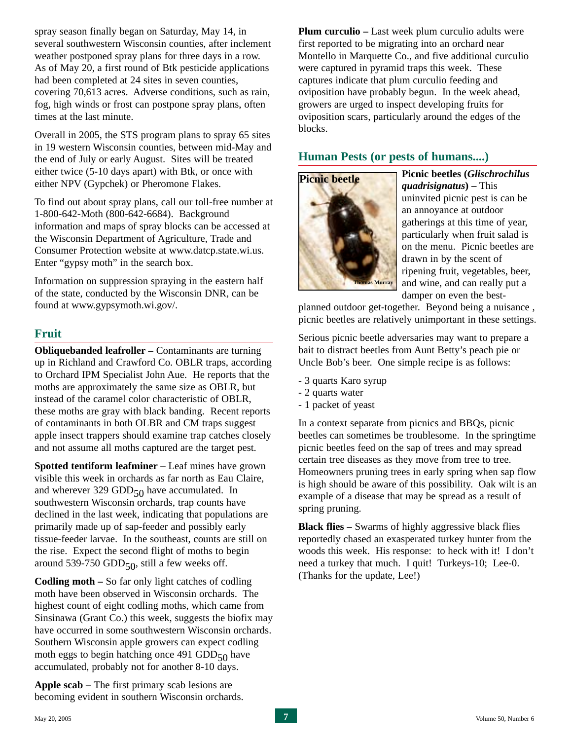spray season finally began on Saturday, May 14, in several southwestern Wisconsin counties, after inclement weather postponed spray plans for three days in a row. As of May 20, a first round of Btk pesticide applications had been completed at 24 sites in seven counties, covering 70,613 acres. Adverse conditions, such as rain, fog, high winds or frost can postpone spray plans, often times at the last minute.

Overall in 2005, the STS program plans to spray 65 sites in 19 western Wisconsin counties, between mid-May and the end of July or early August. Sites will be treated either twice (5-10 days apart) with Btk, or once with either NPV (Gypchek) or Pheromone Flakes.

To find out about spray plans, call our toll-free number at 1-800-642-Moth (800-642-6684). Background information and maps of spray blocks can be accessed at the Wisconsin Department of Agriculture, Trade and Consumer Protection website at www.datcp.state.wi.us. Enter "gypsy moth" in the search box.

Information on suppression spraying in the eastern half of the state, conducted by the Wisconsin DNR, can be found at www.gypsymoth.wi.gov/.

## Fruit

**Obliquebanded leafroller –** Contaminants are turning up in Richland and Crawford Co. OBLR traps, according to Orchard IPM Specialist John Aue. He reports that the moths are approximately the same size as OBLR, but instead of the caramel color characteristic of OBLR, these moths are gray with black banding. Recent reports of contaminants in both OLBR and CM traps suggest apple insect trappers should examine trap catches closely and not assume all moths captured are the target pest.

**Spotted tentiform leafminer –** Leaf mines have grown visible this week in orchards as far north as Eau Claire, and wherever 329 $GDD_{50}$ have accumulated. In southwestern Wisconsin orchards, trap counts have declined in the last week, indicating that populations are primarily made up of sap-feeder and possibly early tissue-feeder larvae. In the southeast, counts are still on the rise. Expect the second flight of moths to begin around 539-750 $GDD_{50}$, still a few weeks off.

**Codling moth –** So far only light catches of codling moth have been observed in Wisconsin orchards. The highest count of eight codling moths, which came from Sinsinawa (Grant Co.) this week, suggests the biofix may have occurred in some southwestern Wisconsin orchards. Southern Wisconsin apple growers can expect codling moth eggs to begin hatching once 491 $GDD_{50}$ have accumulated, probably not for another 8-10 days.

**Apple scab –** The first primary scab lesions are becoming evident in southern Wisconsin orchards.

**Plum curculio –** Last week plum curculio adults were first reported to be migrating into an orchard near Montello in Marquette Co., and five additional curculio were captured in pyramid traps this week. These captures indicate that plum curculio feeding and oviposition have probably begun. In the week ahead, growers are urged to inspect developing fruits for oviposition scars, particularly around the edges of the blocks.

## Human Pests (or pests of humans....)

Picnic beetle

Thomas Murray

**Picnic beetles (*Glischrochilus quadrisignatus*) –** This uninvited picnic pest is can be an annoyance at outdoor gatherings at this time of year, particularly when fruit salad is on the menu. Picnic beetles are drawn in by the scent of ripening fruit, vegetables, beer, and wine, and can really put a damper on even the best-planned outdoor get-together. Beyond being a nuisance , picnic beetles are relatively unimportant in these settings.

Serious picnic beetle adversaries may want to prepare a bait to distract beetles from Aunt Betty's peach pie or Uncle Bob's beer. One simple recipe is as follows:

- 3 quarts Karo syrup
- 2 quarts water
- 1 packet of yeast

In a context separate from picnics and BBQs, picnic beetles can sometimes be troublesome. In the springtime picnic beetles feed on the sap of trees and may spread certain tree diseases as they move from tree to tree. Homeowners pruning trees in early spring when sap flow is high should be aware of this possibility. Oak wilt is an example of a disease that may be spread as a result of spring pruning.

**Black flies –** Swarms of highly aggressive black flies reportedly chased an exasperated turkey hunter from the woods this week. His response: to heck with it! I don't need a turkey that much. I quit! Turkeys-10; Lee-0. (Thanks for the update, Lee!)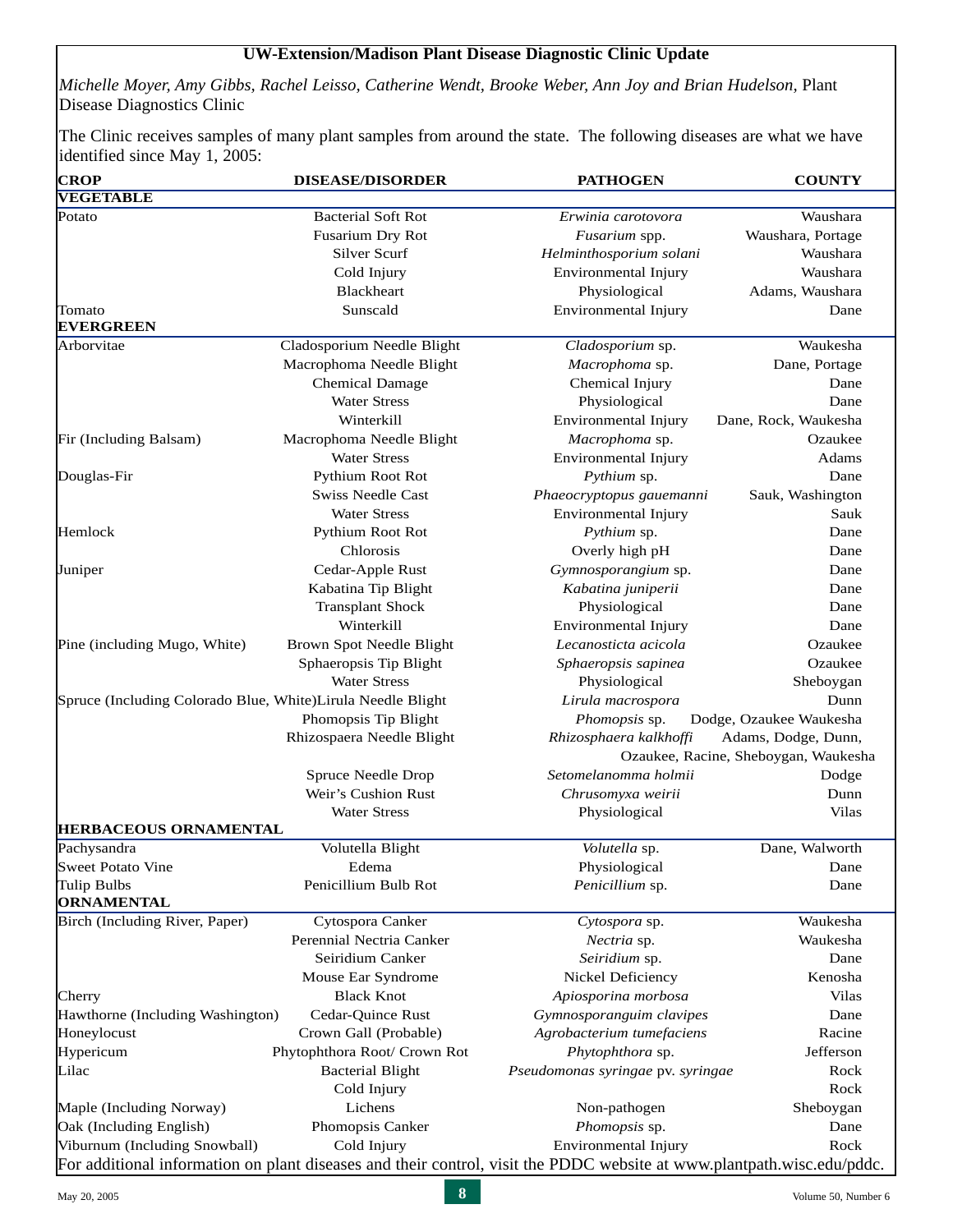## UW-Extension/Madison Plant Disease Diagnostic Clinic Update

*Michelle Moyer, Amy Gibbs, Rachel Leisso, Catherine Wendt, Brooke Weber, Ann Joy and Brian Hudelson,* Plant Disease Diagnostics Clinic

The Clinic receives samples of many plant samples from around the state. The following diseases are what we have identified since May 1, 2005:

| CROP | DISEASE/DISORDER | PATHOGEN | COUNTY |
|---|---|---|---|
| **VEGETABLE** | | | |
| Potato | Bacterial Soft Rot | *Erwinia carotovora* | Waushara |
| | Fusarium Dry Rot | *Fusarium* spp. | Waushara, Portage |
| | Silver Scurf | *Helminthosporium solani* | Waushara |
| | Cold Injury | Environmental Injury | Waushara |
| | Blackheart | Physiological | Adams, Waushara |
| Tomato | Sunscald | Environmental Injury | Dane |
| **EVERGREEN** | | | |
| Arborvitae | Cladosporium Needle Blight | *Cladosporium* sp. | Waukesha |
| | Macrophoma Needle Blight | *Macrophoma* sp. | Dane, Portage |
| | Chemical Damage | Chemical Injury | Dane |
| | Water Stress | Physiological | Dane |
| | Winterkill | Environmental Injury | Dane, Rock, Waukesha |
| Fir (Including Balsam) | Macrophoma Needle Blight | *Macrophoma* sp. | Ozaukee |
| | Water Stress | Environmental Injury | Adams |
| Douglas-Fir | Pythium Root Rot | *Pythium* sp. | Dane |
| | Swiss Needle Cast | *Phaeocryptopus gauemanni* | Sauk, Washington |
| | Water Stress | Environmental Injury | Sauk |
| Hemlock | Pythium Root Rot | *Pythium* sp. | Dane |
| | Chlorosis | Overly high pH | Dane |
| Juniper | Cedar-Apple Rust | *Gymnosporangium* sp. | Dane |
| | Kabatina Tip Blight | *Kabatina juniperii* | Dane |
| | Transplant Shock | Physiological | Dane |
| | Winterkill | Environmental Injury | Dane |
| Pine (including Mugo, White) | Brown Spot Needle Blight | *Lecanosticta acicola* | Ozaukee |
| | Sphaeropsis Tip Blight | *Sphaeropsis sapinea* | Ozaukee |
| | Water Stress | Physiological | Sheboygan |
| Spruce (Including Colorado Blue, White) | Lirula Needle Blight | *Lirula macrospora* | Dunn |
| | Phomopsis Tip Blight | *Phomopsis* sp. | Dodge, Ozaukee Waukesha |
| | Rhizospaera Needle Blight | *Rhizosphaera kalkhoffi* | Adams, Dodge, Dunn, Ozaukee, Racine, Sheboygan, Waukesha |
| | Spruce Needle Drop | *Setomelanomma holmii* | Dodge |
| | Weir's Cushion Rust | *Chrusomyxa weirii* | Dunn |
| | Water Stress | Physiological | Vilas |
| **HERBACEOUS ORNAMENTAL** | | | |
| Pachysandra | Volutella Blight | *Volutella* sp. | Dane, Walworth |
| Sweet Potato Vine | Edema | Physiological | Dane |
| Tulip Bulbs | Penicillium Bulb Rot | *Penicillium* sp. | Dane |
| **ORNAMENTAL** | | | |
| Birch (Including River, Paper) | Cytospora Canker | *Cytospora* sp. | Waukesha |
| | Perennial Nectria Canker | *Nectria* sp. | Waukesha |
| | Seiridium Canker | *Seiridium* sp. | Dane |
| | Mouse Ear Syndrome | Nickel Deficiency | Kenosha |
| Cherry | Black Knot | *Apiosporina morbosa* | Vilas |
| Hawthorne (Including Washington) | Cedar-Quince Rust | *Gymnosporanguim clavipes* | Dane |
| Honeylocust | Crown Gall (Probable) | *Agrobacterium tumefaciens* | Racine |
| Hypericum | Phytophthora Root/ Crown Rot | *Phytophthora* sp. | Jefferson |
| Lilac | Bacterial Blight | *Pseudomonas syringae* pv. *syringae* | Rock |
| | Cold Injury | | Rock |
| Maple (Including Norway) | Lichens | Non-pathogen | Sheboygan |
| Oak (Including English) | Phomopsis Canker | *Phomopsis* sp. | Dane |
| Viburnum (Including Snowball) | Cold Injury | Environmental Injury | Rock |

For additional information on plant diseases and their control, visit the PDDC website at www.plantpath.wisc.edu/pddc.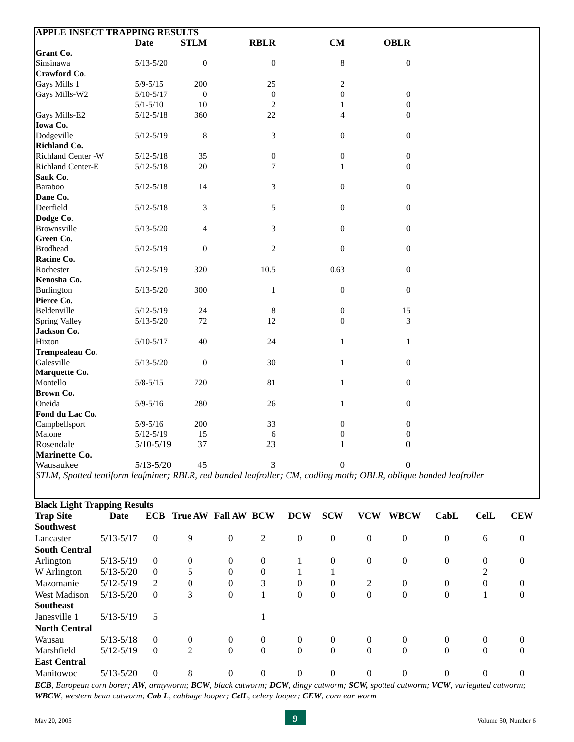## APPLE INSECT TRAPPING RESULTS

| | Date | STLM | RBLR | CM | OBLR |
|---|---|---|---|---|---|
| **Grant Co.** | | | | | |
| Sinsinawa | 5/13-5/20 | 0 | 0 | 8 | 0 |
| **Crawford Co.** | | | | | |
| Gays Mills 1 | 5/9-5/15 | 200 | 25 | 2 | |
| Gays Mills-W2 | 5/10-5/17 | 0 | 0 | 0 | 0 |
| | 5/1-5/10 | 10 | 2 | 1 | 0 |
| Gays Mills-E2 | 5/12-5/18 | 360 | 22 | 4 | 0 |
| **Iowa Co.** | | | | | |
| Dodgeville | 5/12-5/19 | 8 | 3 | 0 | 0 |
| **Richland Co.** | | | | | |
| Richland Center -W | 5/12-5/18 | 35 | 0 | 0 | 0 |
| Richland Center-E | 5/12-5/18 | 20 | 7 | 1 | 0 |
| **Sauk Co.** | | | | | |
| Baraboo | 5/12-5/18 | 14 | 3 | 0 | 0 |
| **Dane Co.** | | | | | |
| Deerfield | 5/12-5/18 | 3 | 5 | 0 | 0 |
| **Dodge Co.** | | | | | |
| Brownsville | 5/13-5/20 | 4 | 3 | 0 | 0 |
| **Green Co.** | | | | | |
| Brodhead | 5/12-5/19 | 0 | 2 | 0 | 0 |
| **Racine Co.** | | | | | |
| Rochester | 5/12-5/19 | 320 | 10.5 | 0.63 | 0 |
| **Kenosha Co.** | | | | | |
| Burlington | 5/13-5/20 | 300 | 1 | 0 | 0 |
| **Pierce Co.** | | | | | |
| Beldenville | 5/12-5/19 | 24 | 8 | 0 | 15 |
| Spring Valley | 5/13-5/20 | 72 | 12 | 0 | 3 |
| **Jackson Co.** | | | | | |
| Hixton | 5/10-5/17 | 40 | 24 | 1 | 1 |
| **Trempealeau Co.** | | | | | |
| Galesville | 5/13-5/20 | 0 | 30 | 1 | 0 |
| **Marquette Co.** | | | | | |
| Montello | 5/8-5/15 | 720 | 81 | 1 | 0 |
| **Brown Co.** | | | | | |
| Oneida | 5/9-5/16 | 280 | 26 | 1 | 0 |
| **Fond du Lac Co.** | | | | | |
| Campbellsport | 5/9-5/16 | 200 | 33 | 0 | 0 |
| Malone | 5/12-5/19 | 15 | 6 | 0 | 0 |
| Rosendale | 5/10-5/19 | 37 | 23 | 1 | 0 |
| **Marinette Co.** | | | | | |
| Wausaukee | 5/13-5/20 | 45 | 3 | 0 | 0 |

*STLM, Spotted tentiform leafminer; RBLR, red banded leafroller; CM, codling moth; OBLR, oblique banded leafroller*

## Black Light Trapping Results

| Trap Site | Date | ECB | True AW | Fall AW | BCW | DCW | SCW | VCW | WBCW | CabL | CelL | CEW |
|---|---|---|---|---|---|---|---|---|---|---|---|---|
| **Southwest** | | | | | | | | | | | | |
| Lancaster | 5/13-5/17 | 0 | 9 | 0 | 2 | 0 | 0 | 0 | 0 | 0 | 6 | 0 |
| **South Central** | | | | | | | | | | | | |
| Arlington | 5/13-5/19 | 0 | 0 | 0 | 0 | 1 | 0 | 0 | 0 | 0 | 0 | 0 |
| W Arlington | 5/13-5/20 | 0 | 5 | 0 | 0 | 1 | 1 | | | | 2 | |
| Mazomanie | 5/12-5/19 | 2 | 0 | 0 | 3 | 0 | 0 | 2 | 0 | 0 | 0 | 0 |
| West Madison | 5/13-5/20 | 0 | 3 | 0 | 1 | 0 | 0 | 0 | 0 | 0 | 1 | 0 |
| **Southeast** | | | | | | | | | | | | |
| Janesville 1 | 5/13-5/19 | 5 | | | 1 | | | | | | | |
| **North Central** | | | | | | | | | | | | |
| Wausau | 5/13-5/18 | 0 | 0 | 0 | 0 | 0 | 0 | 0 | 0 | 0 | 0 | 0 |
| Marshfield | 5/12-5/19 | 0 | 2 | 0 | 0 | 0 | 0 | 0 | 0 | 0 | 0 | 0 |
| **East Central** | | | | | | | | | | | | |
| Manitowoc | 5/13-5/20 | 0 | 8 | 0 | 0 | 0 | 0 | 0 | 0 | 0 | 0 | 0 |

***ECB**, European corn borer; **AW**, armyworm; **BCW**, black cutworm; **DCW**, dingy cutworm; **SCW,** spotted cutworm; **VCW**, variegated cutworm; **WBCW**, western bean cutworm; **Cab L**, cabbage looper; **CelL**, celery looper; **CEW**, corn ear worm*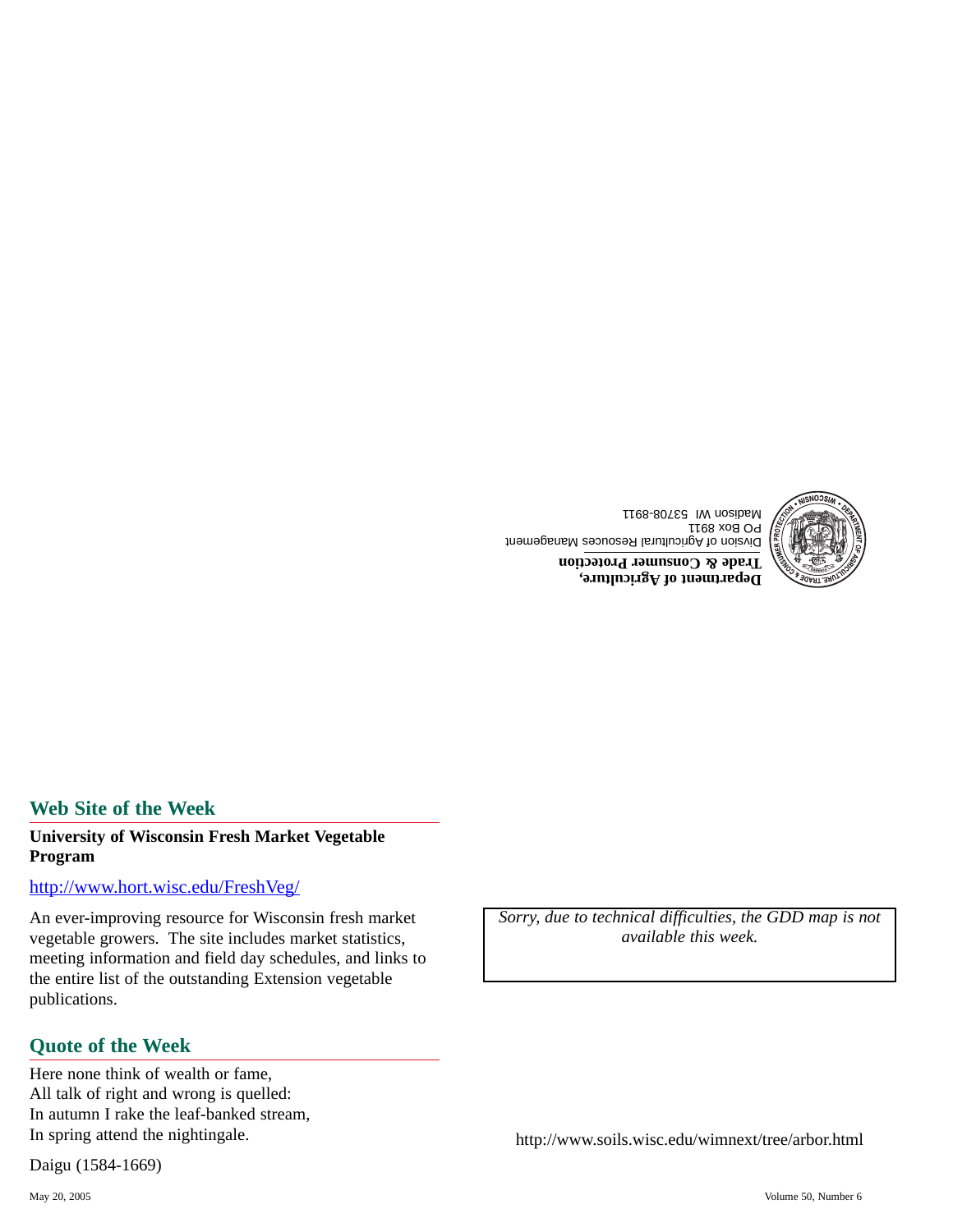Department of Agriculture,
Trade & Consumer Protection
Division of Agricultural Resouces Management
PO Box 8911
Madison WI 53708-8911

## Web Site of the Week

**University of Wisconsin Fresh Market Vegetable Program**

http://www.hort.wisc.edu/FreshVeg/

An ever-improving resource for Wisconsin fresh market vegetable growers. The site includes market statistics, meeting information and field day schedules, and links to the entire list of the outstanding Extension vegetable publications.

*Sorry, due to technical difficulties, the GDD map is not available this week.*

## Quote of the Week

Here none think of wealth or fame,
All talk of right and wrong is quelled:
In autumn I rake the leaf-banked stream,
In spring attend the nightingale.

Daigu (1584-1669)

http://www.soils.wisc.edu/wimnext/tree/arbor.html